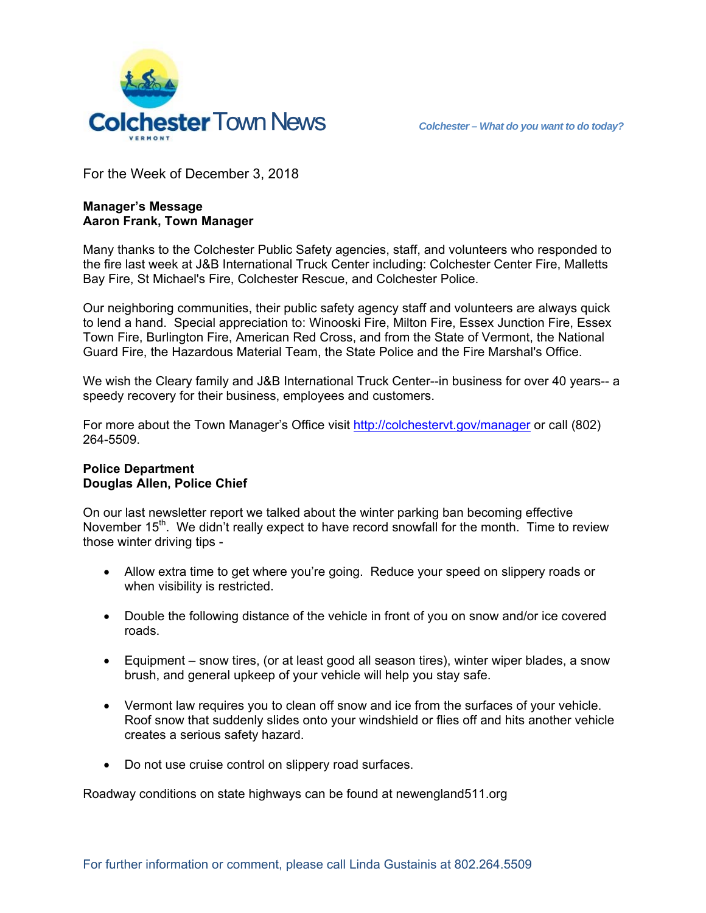# Colchester Town News

VERMONT

*Colchester – What do you want to do today?*

For the Week of December 3, 2018

**Manager's Message**
**Aaron Frank, Town Manager**

Many thanks to the Colchester Public Safety agencies, staff, and volunteers who responded to the fire last week at J&B International Truck Center including: Colchester Center Fire, Malletts Bay Fire, St Michael's Fire, Colchester Rescue, and Colchester Police.

Our neighboring communities, their public safety agency staff and volunteers are always quick to lend a hand. Special appreciation to: Winooski Fire, Milton Fire, Essex Junction Fire, Essex Town Fire, Burlington Fire, American Red Cross, and from the State of Vermont, the National Guard Fire, the Hazardous Material Team, the State Police and the Fire Marshal's Office.

We wish the Cleary family and J&B International Truck Center--in business for over 40 years-- a speedy recovery for their business, employees and customers.

For more about the Town Manager's Office visit http://colchestervt.gov/manager or call (802) 264-5509.

**Police Department**
**Douglas Allen, Police Chief**

On our last newsletter report we talked about the winter parking ban becoming effective November 15th. We didn't really expect to have record snowfall for the month. Time to review those winter driving tips -

- Allow extra time to get where you're going. Reduce your speed on slippery roads or when visibility is restricted.
- Double the following distance of the vehicle in front of you on snow and/or ice covered roads.
- Equipment – snow tires, (or at least good all season tires), winter wiper blades, a snow brush, and general upkeep of your vehicle will help you stay safe.
- Vermont law requires you to clean off snow and ice from the surfaces of your vehicle. Roof snow that suddenly slides onto your windshield or flies off and hits another vehicle creates a serious safety hazard.
- Do not use cruise control on slippery road surfaces.

Roadway conditions on state highways can be found at newengland511.org

For further information or comment, please call Linda Gustainis at 802.264.5509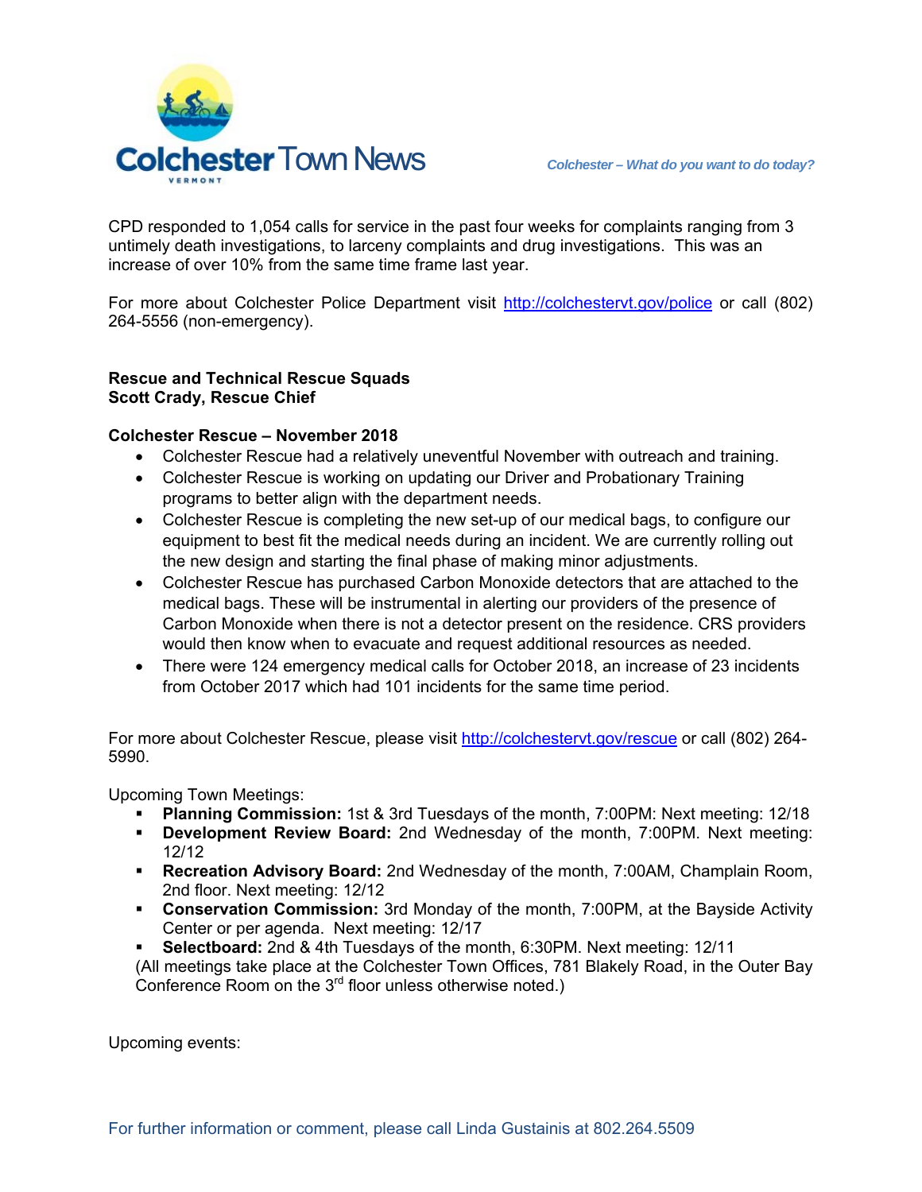CPD responded to 1,054 calls for service in the past four weeks for complaints ranging from 3 untimely death investigations, to larceny complaints and drug investigations. This was an increase of over 10% from the same time frame last year.

For more about Colchester Police Department visit http://colchestervt.gov/police or call (802) 264-5556 (non-emergency).

**Rescue and Technical Rescue Squads**
**Scott Crady, Rescue Chief**

**Colchester Rescue – November 2018**

- Colchester Rescue had a relatively uneventful November with outreach and training.
- Colchester Rescue is working on updating our Driver and Probationary Training programs to better align with the department needs.
- Colchester Rescue is completing the new set-up of our medical bags, to configure our equipment to best fit the medical needs during an incident. We are currently rolling out the new design and starting the final phase of making minor adjustments.
- Colchester Rescue has purchased Carbon Monoxide detectors that are attached to the medical bags. These will be instrumental in alerting our providers of the presence of Carbon Monoxide when there is not a detector present on the residence. CRS providers would then know when to evacuate and request additional resources as needed.
- There were 124 emergency medical calls for October 2018, an increase of 23 incidents from October 2017 which had 101 incidents for the same time period.

For more about Colchester Rescue, please visit http://colchestervt.gov/rescue or call (802) 264-5990.

Upcoming Town Meetings:

- **Planning Commission:** 1st & 3rd Tuesdays of the month, 7:00PM: Next meeting: 12/18
- **Development Review Board:** 2nd Wednesday of the month, 7:00PM. Next meeting: 12/12
- **Recreation Advisory Board:** 2nd Wednesday of the month, 7:00AM, Champlain Room, 2nd floor. Next meeting: 12/12
- **Conservation Commission:** 3rd Monday of the month, 7:00PM, at the Bayside Activity Center or per agenda. Next meeting: 12/17
- **Selectboard:** 2nd & 4th Tuesdays of the month, 6:30PM. Next meeting: 12/11

(All meetings take place at the Colchester Town Offices, 781 Blakely Road, in the Outer Bay Conference Room on the 3rd floor unless otherwise noted.)

Upcoming events:

For further information or comment, please call Linda Gustainis at 802.264.5509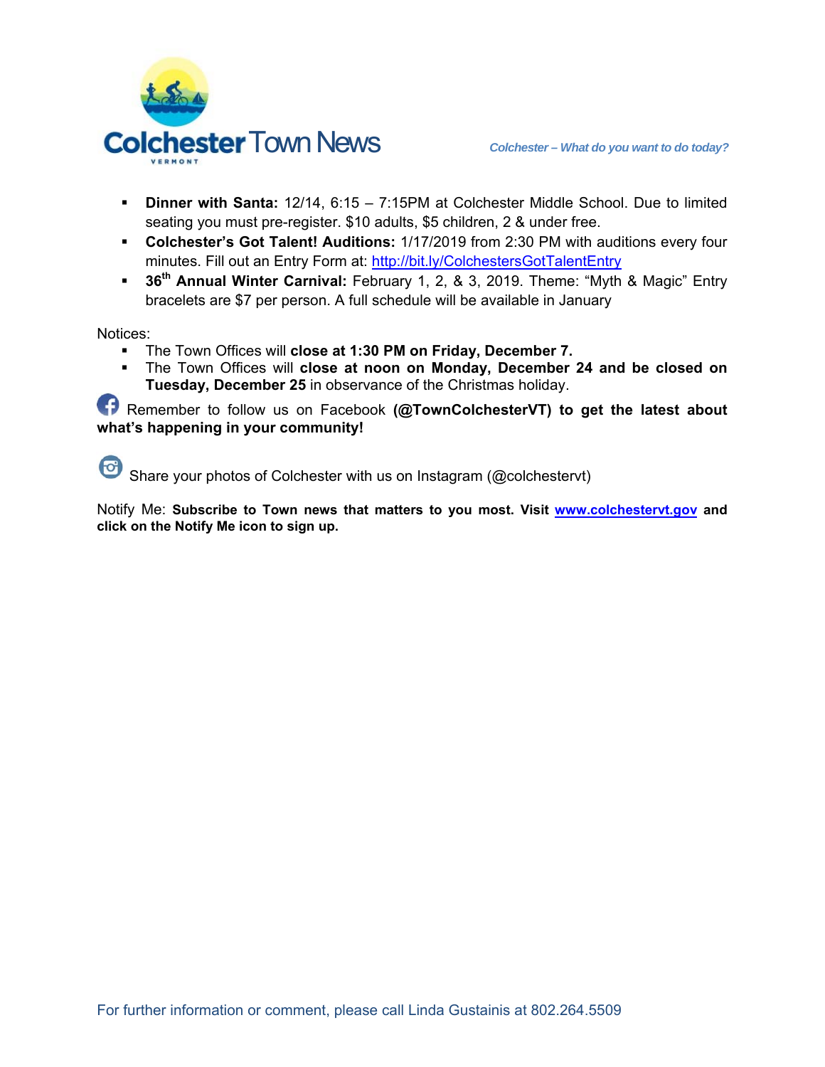- **Dinner with Santa:** 12/14, 6:15 – 7:15PM at Colchester Middle School. Due to limited seating you must pre-register. $10 adults, $5 children, 2 & under free.
- **Colchester's Got Talent! Auditions:** 1/17/2019 from 2:30 PM with auditions every four minutes. Fill out an Entry Form at: http://bit.ly/ColchestersGotTalentEntry
- **36th Annual Winter Carnival:** February 1, 2, & 3, 2019. Theme: "Myth & Magic" Entry bracelets are $7 per person. A full schedule will be available in January

Notices:

- The Town Offices will **close at 1:30 PM on Friday, December 7.**
- The Town Offices will **close at noon on Monday, December 24 and be closed on Tuesday, December 25** in observance of the Christmas holiday.

Remember to follow us on Facebook **(@TownColchesterVT) to get the latest about what's happening in your community!**

Share your photos of Colchester with us on Instagram (@colchestervt)

Notify Me: **Subscribe to Town news that matters to you most. Visit www.colchestervt.gov and click on the Notify Me icon to sign up.**

For further information or comment, please call Linda Gustainis at 802.264.5509